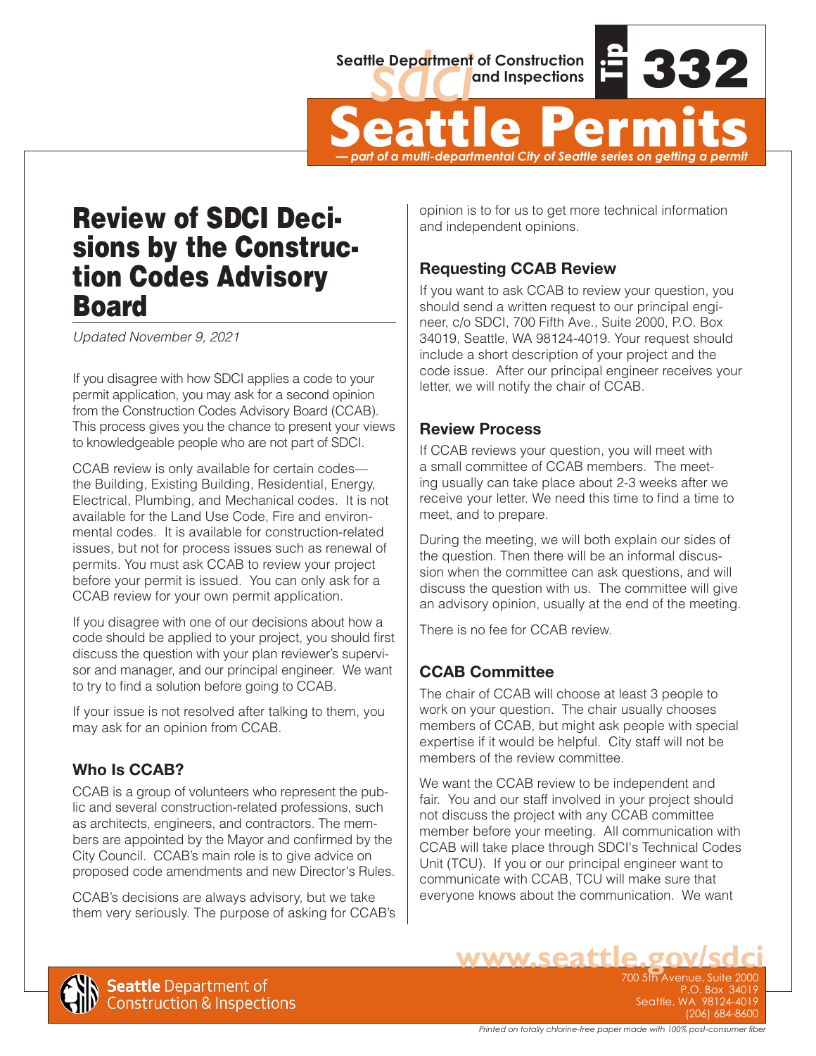Seattle Department of Construction and Inspections

Tip 332

# Seattle Permits

*— part of a multi-departmental City of Seattle series on getting a permit*

## Review of SDCI Decisions by the Construction Codes Advisory Board

*Updated November 9, 2021*

If you disagree with how SDCI applies a code to your permit application, you may ask for a second opinion from the Construction Codes Advisory Board (CCAB). This process gives you the chance to present your views to knowledgeable people who are not part of SDCI.

CCAB review is only available for certain codes—the Building, Existing Building, Residential, Energy, Electrical, Plumbing, and Mechanical codes. It is not available for the Land Use Code, Fire and environmental codes. It is available for construction-related issues, but not for process issues such as renewal of permits. You must ask CCAB to review your project before your permit is issued. You can only ask for a CCAB review for your own permit application.

If you disagree with one of our decisions about how a code should be applied to your project, you should first discuss the question with your plan reviewer's supervisor and manager, and our principal engineer. We want to try to find a solution before going to CCAB.

If your issue is not resolved after talking to them, you may ask for an opinion from CCAB.

### Who Is CCAB?

CCAB is a group of volunteers who represent the public and several construction-related professions, such as architects, engineers, and contractors. The members are appointed by the Mayor and confirmed by the City Council. CCAB's main role is to give advice on proposed code amendments and new Director's Rules.

CCAB's decisions are always advisory, but we take them very seriously. The purpose of asking for CCAB's opinion is to for us to get more technical information and independent opinions.

### Requesting CCAB Review

If you want to ask CCAB to review your question, you should send a written request to our principal engineer, c/o SDCI, 700 Fifth Ave., Suite 2000, P.O. Box 34019, Seattle, WA 98124-4019. Your request should include a short description of your project and the code issue. After our principal engineer receives your letter, we will notify the chair of CCAB.

### Review Process

If CCAB reviews your question, you will meet with a small committee of CCAB members. The meeting usually can take place about 2-3 weeks after we receive your letter. We need this time to find a time to meet, and to prepare.

During the meeting, we will both explain our sides of the question. Then there will be an informal discussion when the committee can ask questions, and will discuss the question with us. The committee will give an advisory opinion, usually at the end of the meeting.

There is no fee for CCAB review.

### CCAB Committee

The chair of CCAB will choose at least 3 people to work on your question. The chair usually chooses members of CCAB, but might ask people with special expertise if it would be helpful. City staff will not be members of the review committee.

We want the CCAB review to be independent and fair. You and our staff involved in your project should not discuss the project with any CCAB committee member before your meeting. All communication with CCAB will take place through SDCI's Technical Codes Unit (TCU). If you or our principal engineer want to communicate with CCAB, TCU will make sure that everyone knows about the communication. We want

**www.seattle.gov/sdci**

Seattle Department of Construction & Inspections
700 5th Avenue, Suite 2000
P.O. Box 34019
Seattle, WA 98124-4019
(206) 684-8600

*Printed on totally chlorine-free paper made with 100% post-consumer fiber*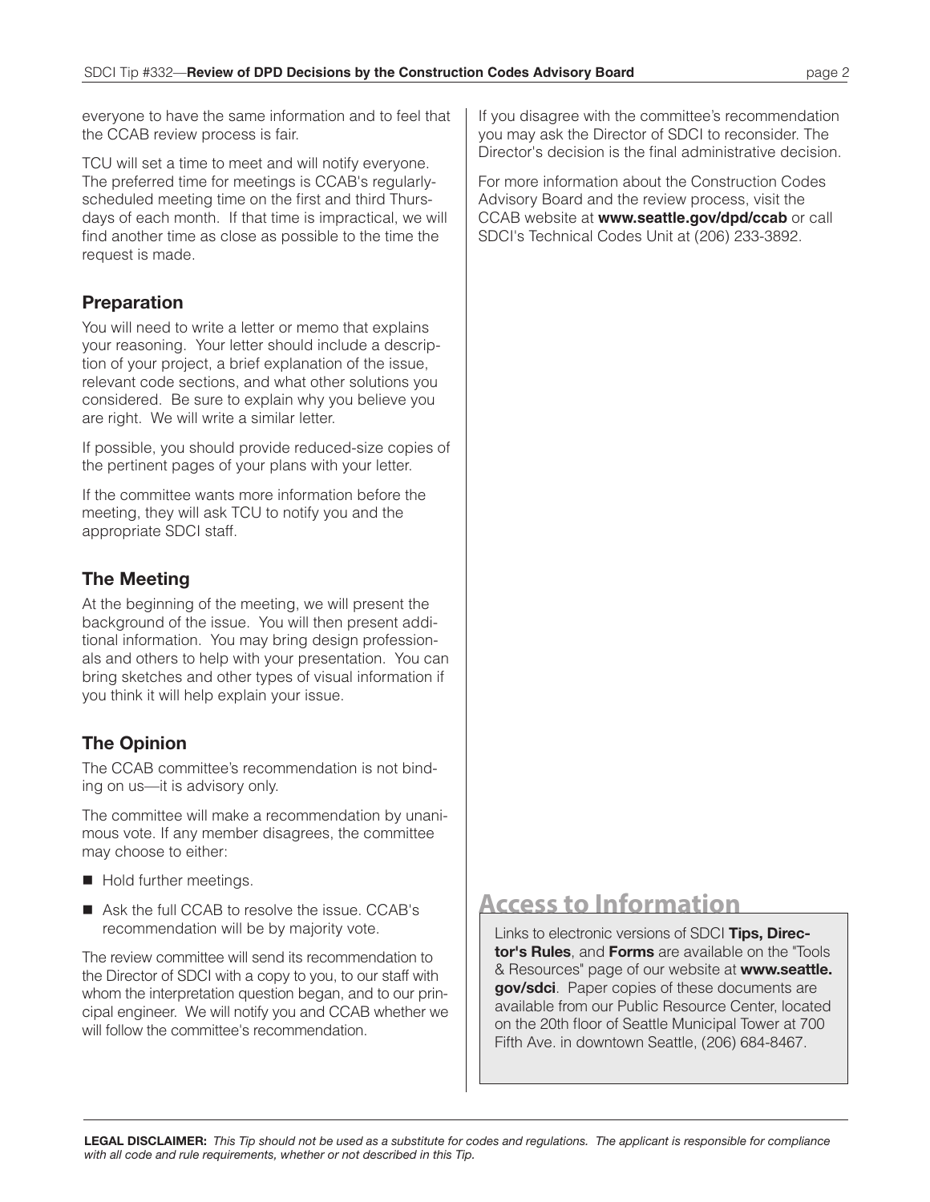everyone to have the same information and to feel that the CCAB review process is fair.

TCU will set a time to meet and will notify everyone. The preferred time for meetings is CCAB's regularly-scheduled meeting time on the first and third Thursdays of each month. If that time is impractical, we will find another time as close as possible to the time the request is made.

### Preparation

You will need to write a letter or memo that explains your reasoning. Your letter should include a description of your project, a brief explanation of the issue, relevant code sections, and what other solutions you considered. Be sure to explain why you believe you are right. We will write a similar letter.

If possible, you should provide reduced-size copies of the pertinent pages of your plans with your letter.

If the committee wants more information before the meeting, they will ask TCU to notify you and the appropriate SDCI staff.

### The Meeting

At the beginning of the meeting, we will present the background of the issue. You will then present additional information. You may bring design professionals and others to help with your presentation. You can bring sketches and other types of visual information if you think it will help explain your issue.

### The Opinion

The CCAB committee's recommendation is not binding on us—it is advisory only.

The committee will make a recommendation by unanimous vote. If any member disagrees, the committee may choose to either:

- Hold further meetings.
- Ask the full CCAB to resolve the issue. CCAB's recommendation will be by majority vote.

The review committee will send its recommendation to the Director of SDCI with a copy to you, to our staff with whom the interpretation question began, and to our principal engineer. We will notify you and CCAB whether we will follow the committee's recommendation.

If you disagree with the committee's recommendation you may ask the Director of SDCI to reconsider. The Director's decision is the final administrative decision.

For more information about the Construction Codes Advisory Board and the review process, visit the CCAB website at **www.seattle.gov/dpd/ccab** or call SDCI's Technical Codes Unit at (206) 233-3892.

## Access to Information

Links to electronic versions of SDCI **Tips, Director's Rules**, and **Forms** are available on the "Tools & Resources" page of our website at **www.seattle.gov/sdci**. Paper copies of these documents are available from our Public Resource Center, located on the 20th floor of Seattle Municipal Tower at 700 Fifth Ave. in downtown Seattle, (206) 684-8467.

**LEGAL DISCLAIMER:** *This Tip should not be used as a substitute for codes and regulations. The applicant is responsible for compliance with all code and rule requirements, whether or not described in this Tip.*